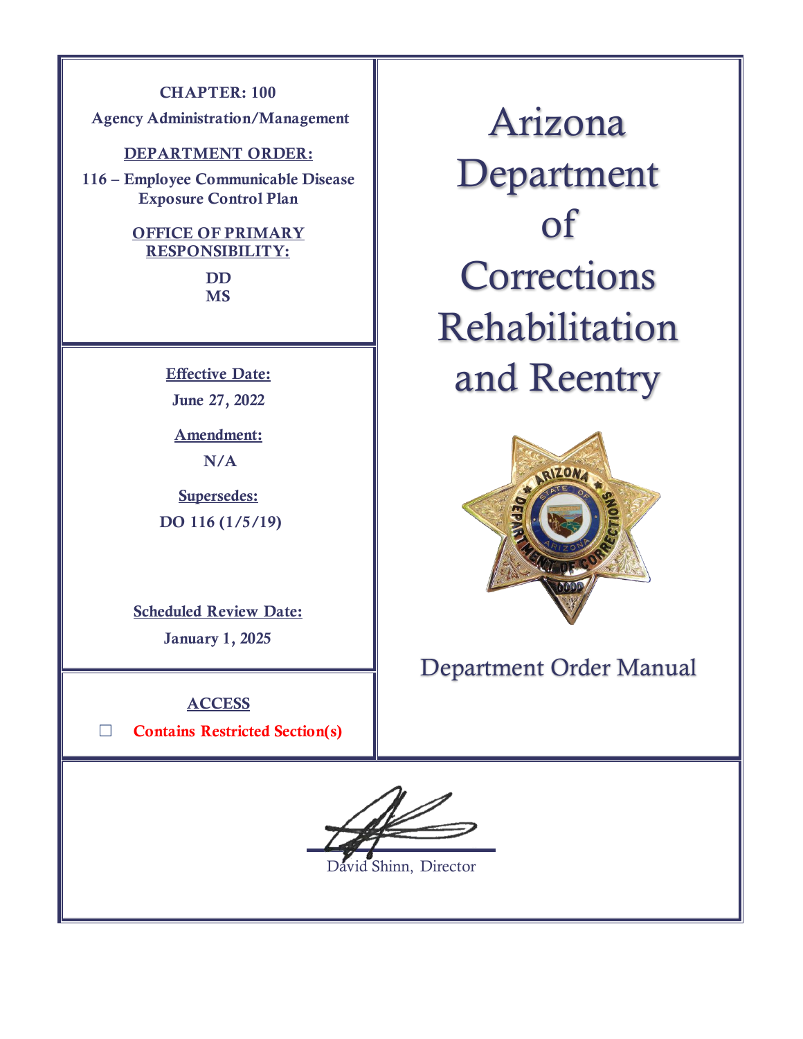**CHAPTER: 100**

**Agency Administration/Management**

**DEPARTMENT ORDER:**

**116 – Employee Communicable Disease Exposure Control Plan**

**OFFICE OF PRIMARY RESPONSIBILITY:**

**DD**
**MS**

**Effective Date:**

**June 27, 2022**

**Amendment:**

**N/A**

**Supersedes:**

**DO 116 (1/5/19)**

**Scheduled Review Date:**

**January 1, 2025**

**ACCESS**

☐ **Contains Restricted Section(s)**

# Arizona Department of Corrections Rehabilitation and Reentry

## Department Order Manual

David Shinn, Director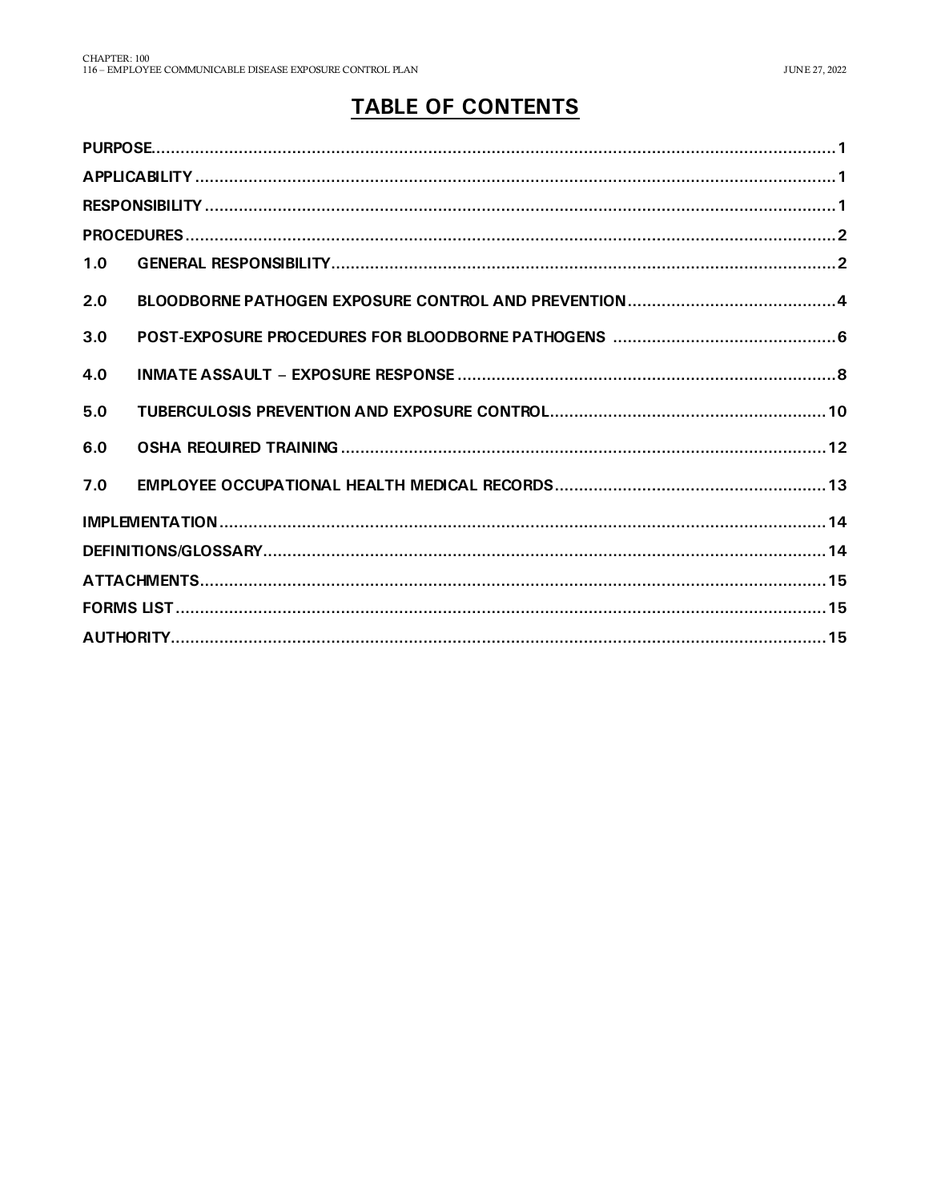# TABLE OF CONTENTS

| | | |
|---|---|---|
| PURPOSE | | 1 |
| APPLICABILITY | | 1 |
| RESPONSIBILITY | | 1 |
| PROCEDURES | | 2 |
| 1.0 | GENERAL RESPONSIBILITY | 2 |
| 2.0 | BLOODBORNE PATHOGEN EXPOSURE CONTROL AND PREVENTION | 4 |
| 3.0 | POST-EXPOSURE PROCEDURES FOR BLOODBORNE PATHOGENS | 6 |
| 4.0 | INMATE ASSAULT – EXPOSURE RESPONSE | 8 |
| 5.0 | TUBERCULOSIS PREVENTION AND EXPOSURE CONTROL | 10 |
| 6.0 | OSHA REQUIRED TRAINING | 12 |
| 7.0 | EMPLOYEE OCCUPATIONAL HEALTH MEDICAL RECORDS | 13 |
| IMPLEMENTATION | | 14 |
| DEFINITIONS/GLOSSARY | | 14 |
| ATTACHMENTS | | 15 |
| FORMS LIST | | 15 |
| AUTHORITY | | 15 |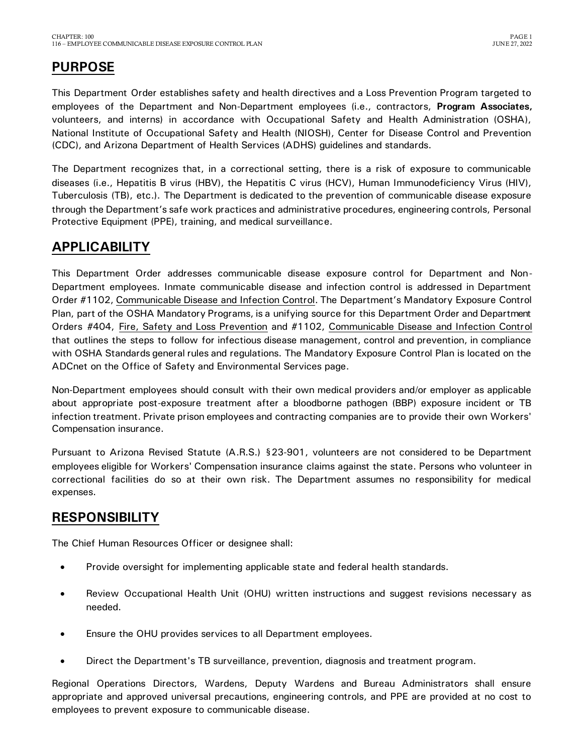## PURPOSE

This Department Order establishes safety and health directives and a Loss Prevention Program targeted to employees of the Department and Non-Department employees (i.e., contractors, **Program Associates,** volunteers, and interns) in accordance with Occupational Safety and Health Administration (OSHA), National Institute of Occupational Safety and Health (NIOSH), Center for Disease Control and Prevention (CDC), and Arizona Department of Health Services (ADHS) guidelines and standards.

The Department recognizes that, in a correctional setting, there is a risk of exposure to communicable diseases (i.e., Hepatitis B virus (HBV), the Hepatitis C virus (HCV), Human Immunodeficiency Virus (HIV), Tuberculosis (TB), etc.). The Department is dedicated to the prevention of communicable disease exposure through the Department's safe work practices and administrative procedures, engineering controls, Personal Protective Equipment (PPE), training, and medical surveillance.

## APPLICABILITY

This Department Order addresses communicable disease exposure control for Department and Non-Department employees. Inmate communicable disease and infection control is addressed in Department Order #1102, Communicable Disease and Infection Control. The Department's Mandatory Exposure Control Plan, part of the OSHA Mandatory Programs, is a unifying source for this Department Order and Department Orders #404, Fire, Safety and Loss Prevention and #1102, Communicable Disease and Infection Control that outlines the steps to follow for infectious disease management, control and prevention, in compliance with OSHA Standards general rules and regulations. The Mandatory Exposure Control Plan is located on the ADCnet on the Office of Safety and Environmental Services page.

Non-Department employees should consult with their own medical providers and/or employer as applicable about appropriate post-exposure treatment after a bloodborne pathogen (BBP) exposure incident or TB infection treatment. Private prison employees and contracting companies are to provide their own Workers' Compensation insurance.

Pursuant to Arizona Revised Statute (A.R.S.) §23-901, volunteers are not considered to be Department employees eligible for Workers' Compensation insurance claims against the state. Persons who volunteer in correctional facilities do so at their own risk. The Department assumes no responsibility for medical expenses.

## RESPONSIBILITY

The Chief Human Resources Officer or designee shall:

- Provide oversight for implementing applicable state and federal health standards.
- Review Occupational Health Unit (OHU) written instructions and suggest revisions necessary as needed.
- Ensure the OHU provides services to all Department employees.
- Direct the Department's TB surveillance, prevention, diagnosis and treatment program.

Regional Operations Directors, Wardens, Deputy Wardens and Bureau Administrators shall ensure appropriate and approved universal precautions, engineering controls, and PPE are provided at no cost to employees to prevent exposure to communicable disease.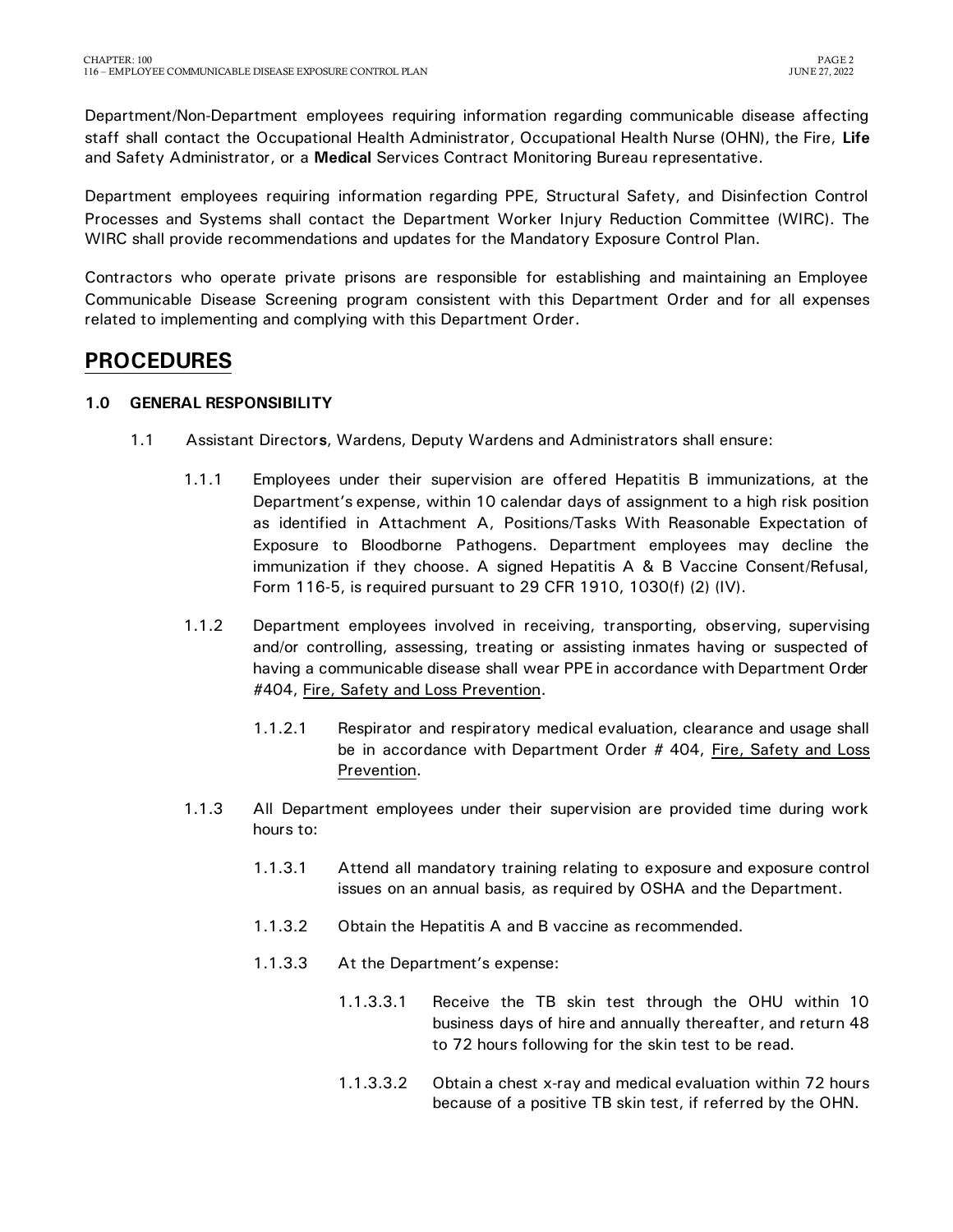Department/Non-Department employees requiring information regarding communicable disease affecting staff shall contact the Occupational Health Administrator, Occupational Health Nurse (OHN), the Fire, **Life** and Safety Administrator, or a **Medical** Services Contract Monitoring Bureau representative.

Department employees requiring information regarding PPE, Structural Safety, and Disinfection Control Processes and Systems shall contact the Department Worker Injury Reduction Committee (WIRC). The WIRC shall provide recommendations and updates for the Mandatory Exposure Control Plan.

Contractors who operate private prisons are responsible for establishing and maintaining an Employee Communicable Disease Screening program consistent with this Department Order and for all expenses related to implementing and complying with this Department Order.

# PROCEDURES

### 1.0 GENERAL RESPONSIBILITY

1.1 Assistant Directo**rs**, Wardens, Deputy Wardens and Administrators shall ensure:

1.1.1 Employees under their supervision are offered Hepatitis B immunizations, at the Department's expense, within 10 calendar days of assignment to a high risk position as identified in Attachment A, Positions/Tasks With Reasonable Expectation of Exposure to Bloodborne Pathogens. Department employees may decline the immunization if they choose. A signed Hepatitis A & B Vaccine Consent/Refusal, Form 116-5, is required pursuant to 29 CFR 1910, 1030(f) (2) (IV).

1.1.2 Department employees involved in receiving, transporting, observing, supervising and/or controlling, assessing, treating or assisting inmates having or suspected of having a communicable disease shall wear PPE in accordance with Department Order #404, Fire, Safety and Loss Prevention.

1.1.2.1 Respirator and respiratory medical evaluation, clearance and usage shall be in accordance with Department Order # 404, Fire, Safety and Loss Prevention.

1.1.3 All Department employees under their supervision are provided time during work hours to:

1.1.3.1 Attend all mandatory training relating to exposure and exposure control issues on an annual basis, as required by OSHA and the Department.

1.1.3.2 Obtain the Hepatitis A and B vaccine as recommended.

1.1.3.3 At the Department's expense:

1.1.3.3.1 Receive the TB skin test through the OHU within 10 business days of hire and annually thereafter, and return 48 to 72 hours following for the skin test to be read.

1.1.3.3.2 Obtain a chest x-ray and medical evaluation within 72 hours because of a positive TB skin test, if referred by the OHN.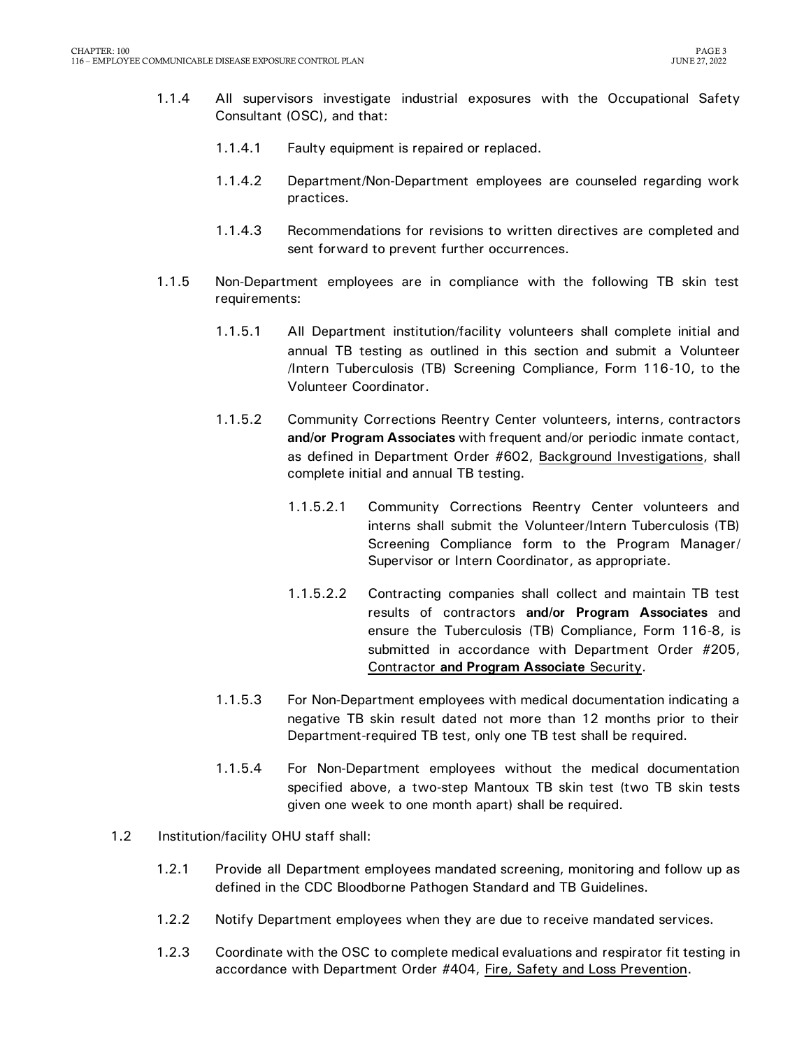1.1.4 All supervisors investigate industrial exposures with the Occupational Safety Consultant (OSC), and that:

1.1.4.1 Faulty equipment is repaired or replaced.

1.1.4.2 Department/Non-Department employees are counseled regarding work practices.

1.1.4.3 Recommendations for revisions to written directives are completed and sent forward to prevent further occurrences.

1.1.5 Non-Department employees are in compliance with the following TB skin test requirements:

1.1.5.1 All Department institution/facility volunteers shall complete initial and annual TB testing as outlined in this section and submit a Volunteer /Intern Tuberculosis (TB) Screening Compliance, Form 116-10, to the Volunteer Coordinator.

1.1.5.2 Community Corrections Reentry Center volunteers, interns, contractors **and/or Program Associates** with frequent and/or periodic inmate contact, as defined in Department Order #602, Background Investigations, shall complete initial and annual TB testing.

1.1.5.2.1 Community Corrections Reentry Center volunteers and interns shall submit the Volunteer/Intern Tuberculosis (TB) Screening Compliance form to the Program Manager/ Supervisor or Intern Coordinator, as appropriate.

1.1.5.2.2 Contracting companies shall collect and maintain TB test results of contractors **and/or Program Associates** and ensure the Tuberculosis (TB) Compliance, Form 116-8, is submitted in accordance with Department Order #205, Contractor **and Program Associate** Security.

1.1.5.3 For Non-Department employees with medical documentation indicating a negative TB skin result dated not more than 12 months prior to their Department-required TB test, only one TB test shall be required.

1.1.5.4 For Non-Department employees without the medical documentation specified above, a two-step Mantoux TB skin test (two TB skin tests given one week to one month apart) shall be required.

1.2 Institution/facility OHU staff shall:

1.2.1 Provide all Department employees mandated screening, monitoring and follow up as defined in the CDC Bloodborne Pathogen Standard and TB Guidelines.

1.2.2 Notify Department employees when they are due to receive mandated services.

1.2.3 Coordinate with the OSC to complete medical evaluations and respirator fit testing in accordance with Department Order #404, Fire, Safety and Loss Prevention.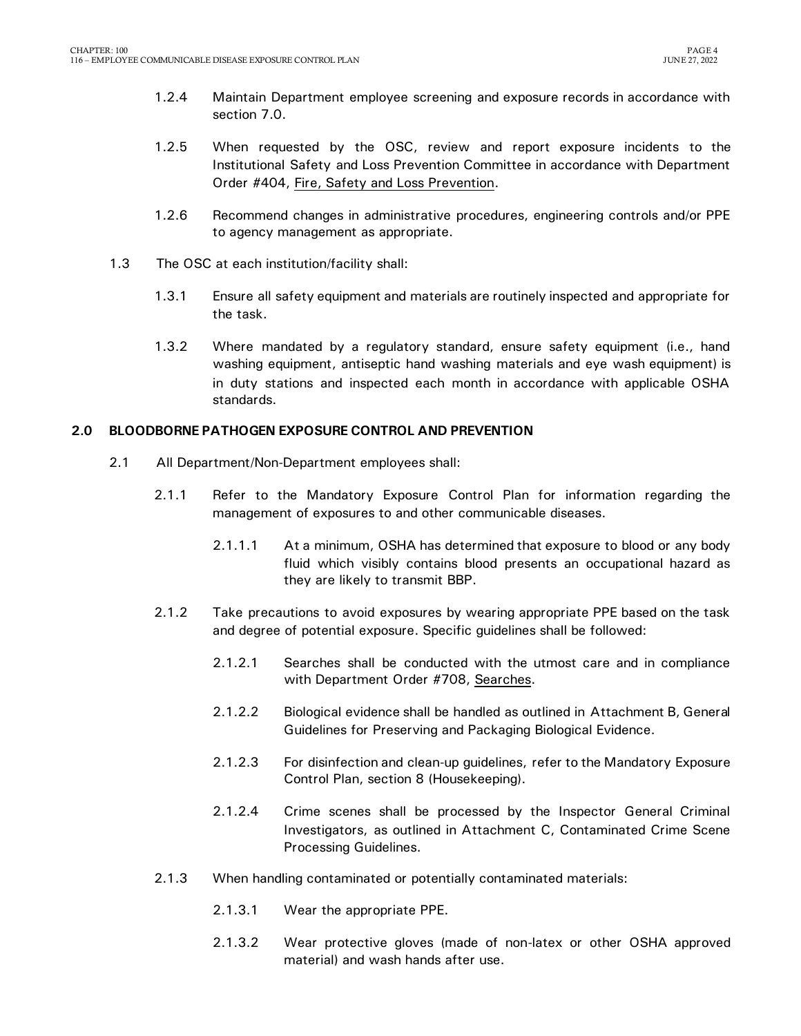1.2.4 Maintain Department employee screening and exposure records in accordance with section 7.0.

1.2.5 When requested by the OSC, review and report exposure incidents to the Institutional Safety and Loss Prevention Committee in accordance with Department Order #404, Fire, Safety and Loss Prevention.

1.2.6 Recommend changes in administrative procedures, engineering controls and/or PPE to agency management as appropriate.

1.3 The OSC at each institution/facility shall:

1.3.1 Ensure all safety equipment and materials are routinely inspected and appropriate for the task.

1.3.2 Where mandated by a regulatory standard, ensure safety equipment (i.e., hand washing equipment, antiseptic hand washing materials and eye wash equipment) is in duty stations and inspected each month in accordance with applicable OSHA standards.

## 2.0 BLOODBORNE PATHOGEN EXPOSURE CONTROL AND PREVENTION

2.1 All Department/Non-Department employees shall:

2.1.1 Refer to the Mandatory Exposure Control Plan for information regarding the management of exposures to and other communicable diseases.

2.1.1.1 At a minimum, OSHA has determined that exposure to blood or any body fluid which visibly contains blood presents an occupational hazard as they are likely to transmit BBP.

2.1.2 Take precautions to avoid exposures by wearing appropriate PPE based on the task and degree of potential exposure. Specific guidelines shall be followed:

2.1.2.1 Searches shall be conducted with the utmost care and in compliance with Department Order #708, Searches.

2.1.2.2 Biological evidence shall be handled as outlined in Attachment B, General Guidelines for Preserving and Packaging Biological Evidence.

2.1.2.3 For disinfection and clean-up guidelines, refer to the Mandatory Exposure Control Plan, section 8 (Housekeeping).

2.1.2.4 Crime scenes shall be processed by the Inspector General Criminal Investigators, as outlined in Attachment C, Contaminated Crime Scene Processing Guidelines.

2.1.3 When handling contaminated or potentially contaminated materials:

2.1.3.1 Wear the appropriate PPE.

2.1.3.2 Wear protective gloves (made of non-latex or other OSHA approved material) and wash hands after use.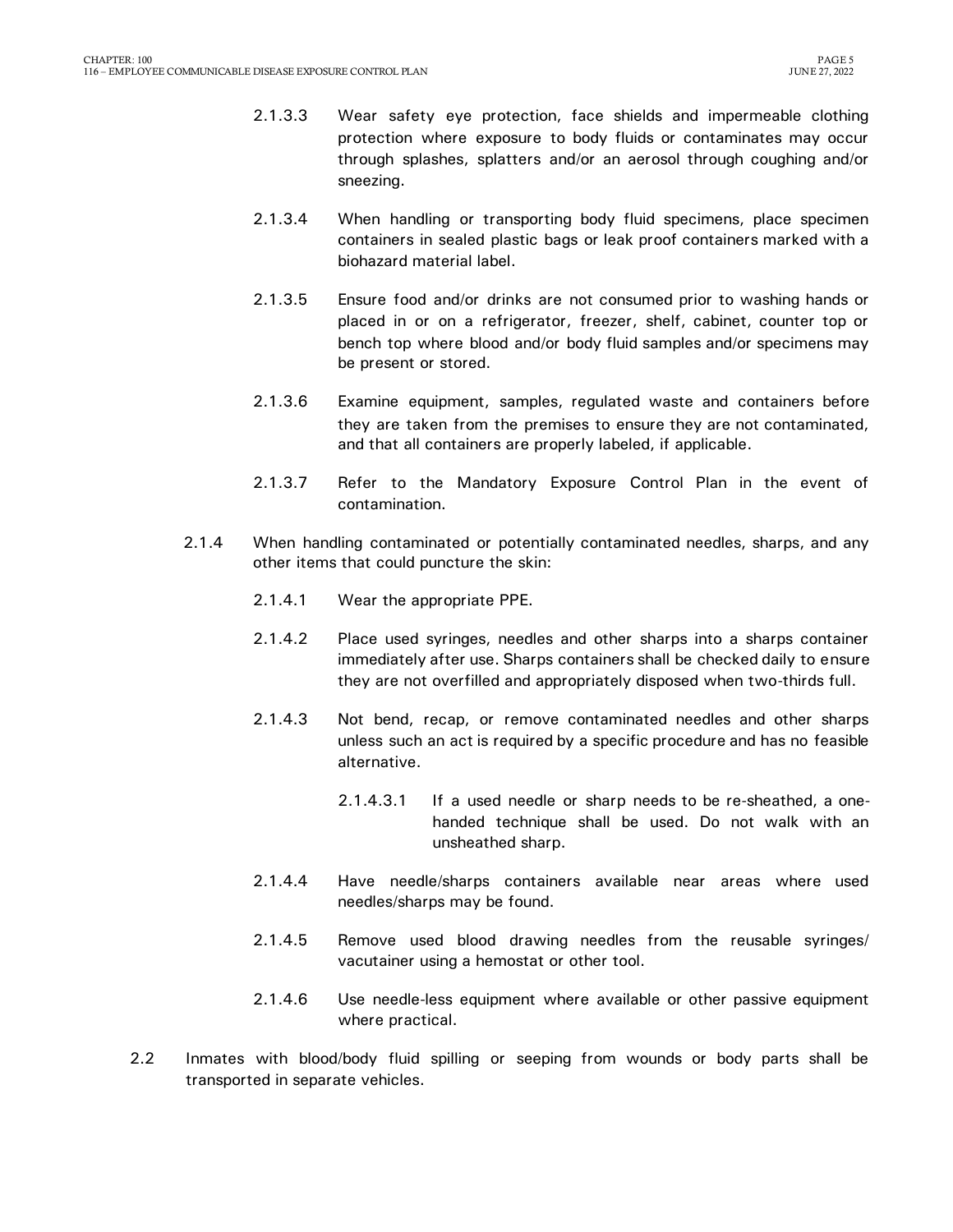2.1.3.3 Wear safety eye protection, face shields and impermeable clothing protection where exposure to body fluids or contaminates may occur through splashes, splatters and/or an aerosol through coughing and/or sneezing.

2.1.3.4 When handling or transporting body fluid specimens, place specimen containers in sealed plastic bags or leak proof containers marked with a biohazard material label.

2.1.3.5 Ensure food and/or drinks are not consumed prior to washing hands or placed in or on a refrigerator, freezer, shelf, cabinet, counter top or bench top where blood and/or body fluid samples and/or specimens may be present or stored.

2.1.3.6 Examine equipment, samples, regulated waste and containers before they are taken from the premises to ensure they are not contaminated, and that all containers are properly labeled, if applicable.

2.1.3.7 Refer to the Mandatory Exposure Control Plan in the event of contamination.

2.1.4 When handling contaminated or potentially contaminated needles, sharps, and any other items that could puncture the skin:

2.1.4.1 Wear the appropriate PPE.

2.1.4.2 Place used syringes, needles and other sharps into a sharps container immediately after use. Sharps containers shall be checked daily to ensure they are not overfilled and appropriately disposed when two-thirds full.

2.1.4.3 Not bend, recap, or remove contaminated needles and other sharps unless such an act is required by a specific procedure and has no feasible alternative.

2.1.4.3.1 If a used needle or sharp needs to be re-sheathed, a one-handed technique shall be used. Do not walk with an unsheathed sharp.

2.1.4.4 Have needle/sharps containers available near areas where used needles/sharps may be found.

2.1.4.5 Remove used blood drawing needles from the reusable syringes/ vacutainer using a hemostat or other tool.

2.1.4.6 Use needle-less equipment where available or other passive equipment where practical.

2.2 Inmates with blood/body fluid spilling or seeping from wounds or body parts shall be transported in separate vehicles.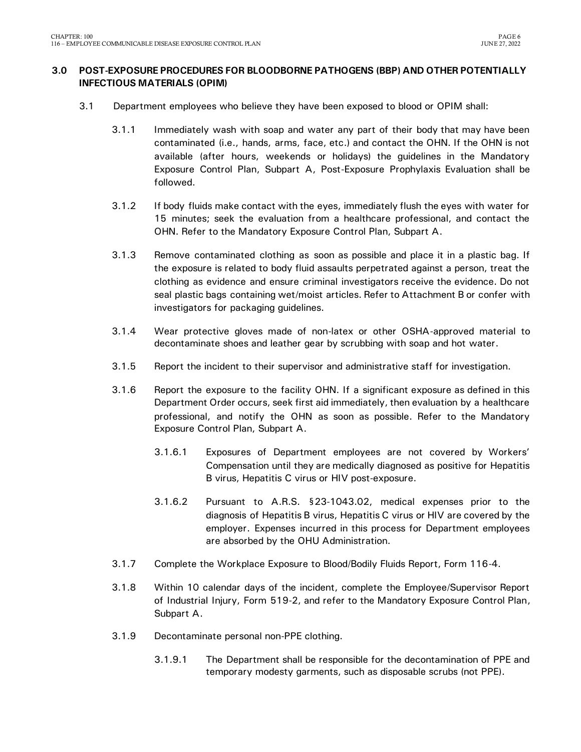## 3.0 POST-EXPOSURE PROCEDURES FOR BLOODBORNE PATHOGENS (BBP) AND OTHER POTENTIALLY INFECTIOUS MATERIALS (OPIM)

3.1 Department employees who believe they have been exposed to blood or OPIM shall:

3.1.1 Immediately wash with soap and water any part of their body that may have been contaminated (i.e., hands, arms, face, etc.) and contact the OHN. If the OHN is not available (after hours, weekends or holidays) the guidelines in the Mandatory Exposure Control Plan, Subpart A, Post-Exposure Prophylaxis Evaluation shall be followed.

3.1.2 If body fluids make contact with the eyes, immediately flush the eyes with water for 15 minutes; seek the evaluation from a healthcare professional, and contact the OHN. Refer to the Mandatory Exposure Control Plan, Subpart A.

3.1.3 Remove contaminated clothing as soon as possible and place it in a plastic bag. If the exposure is related to body fluid assaults perpetrated against a person, treat the clothing as evidence and ensure criminal investigators receive the evidence. Do not seal plastic bags containing wet/moist articles. Refer to Attachment B or confer with investigators for packaging guidelines.

3.1.4 Wear protective gloves made of non-latex or other OSHA-approved material to decontaminate shoes and leather gear by scrubbing with soap and hot water.

3.1.5 Report the incident to their supervisor and administrative staff for investigation.

3.1.6 Report the exposure to the facility OHN. If a significant exposure as defined in this Department Order occurs, seek first aid immediately, then evaluation by a healthcare professional, and notify the OHN as soon as possible. Refer to the Mandatory Exposure Control Plan, Subpart A.

3.1.6.1 Exposures of Department employees are not covered by Workers' Compensation until they are medically diagnosed as positive for Hepatitis B virus, Hepatitis C virus or HIV post-exposure.

3.1.6.2 Pursuant to A.R.S. §23-1043.02, medical expenses prior to the diagnosis of Hepatitis B virus, Hepatitis C virus or HIV are covered by the employer. Expenses incurred in this process for Department employees are absorbed by the OHU Administration.

3.1.7 Complete the Workplace Exposure to Blood/Bodily Fluids Report, Form 116-4.

3.1.8 Within 10 calendar days of the incident, complete the Employee/Supervisor Report of Industrial Injury, Form 519-2, and refer to the Mandatory Exposure Control Plan, Subpart A.

3.1.9 Decontaminate personal non-PPE clothing.

3.1.9.1 The Department shall be responsible for the decontamination of PPE and temporary modesty garments, such as disposable scrubs (not PPE).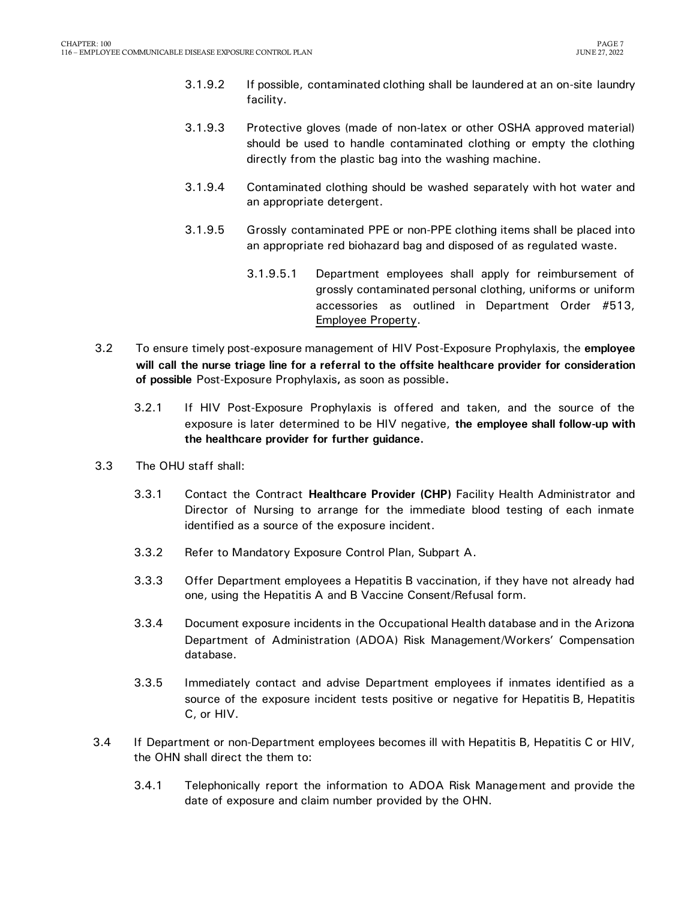3.1.9.2 If possible, contaminated clothing shall be laundered at an on-site laundry facility.

3.1.9.3 Protective gloves (made of non-latex or other OSHA approved material) should be used to handle contaminated clothing or empty the clothing directly from the plastic bag into the washing machine.

3.1.9.4 Contaminated clothing should be washed separately with hot water and an appropriate detergent.

3.1.9.5 Grossly contaminated PPE or non-PPE clothing items shall be placed into an appropriate red biohazard bag and disposed of as regulated waste.

3.1.9.5.1 Department employees shall apply for reimbursement of grossly contaminated personal clothing, uniforms or uniform accessories as outlined in Department Order #513, Employee Property.

3.2 To ensure timely post-exposure management of HIV Post-Exposure Prophylaxis, the **employee will call the nurse triage line for a referral to the offsite healthcare provider for consideration of possible** Post-Exposure Prophylaxis**,** as soon as possible**.**

3.2.1 If HIV Post-Exposure Prophylaxis is offered and taken, and the source of the exposure is later determined to be HIV negative, **the employee shall follow-up with the healthcare provider for further guidance.**

3.3 The OHU staff shall:

3.3.1 Contact the Contract **Healthcare Provider (CHP)** Facility Health Administrator and Director of Nursing to arrange for the immediate blood testing of each inmate identified as a source of the exposure incident.

3.3.2 Refer to Mandatory Exposure Control Plan, Subpart A.

3.3.3 Offer Department employees a Hepatitis B vaccination, if they have not already had one, using the Hepatitis A and B Vaccine Consent/Refusal form.

3.3.4 Document exposure incidents in the Occupational Health database and in the Arizona Department of Administration (ADOA) Risk Management/Workers' Compensation database.

3.3.5 Immediately contact and advise Department employees if inmates identified as a source of the exposure incident tests positive or negative for Hepatitis B, Hepatitis C, or HIV.

3.4 If Department or non-Department employees becomes ill with Hepatitis B, Hepatitis C or HIV, the OHN shall direct the them to:

3.4.1 Telephonically report the information to ADOA Risk Management and provide the date of exposure and claim number provided by the OHN.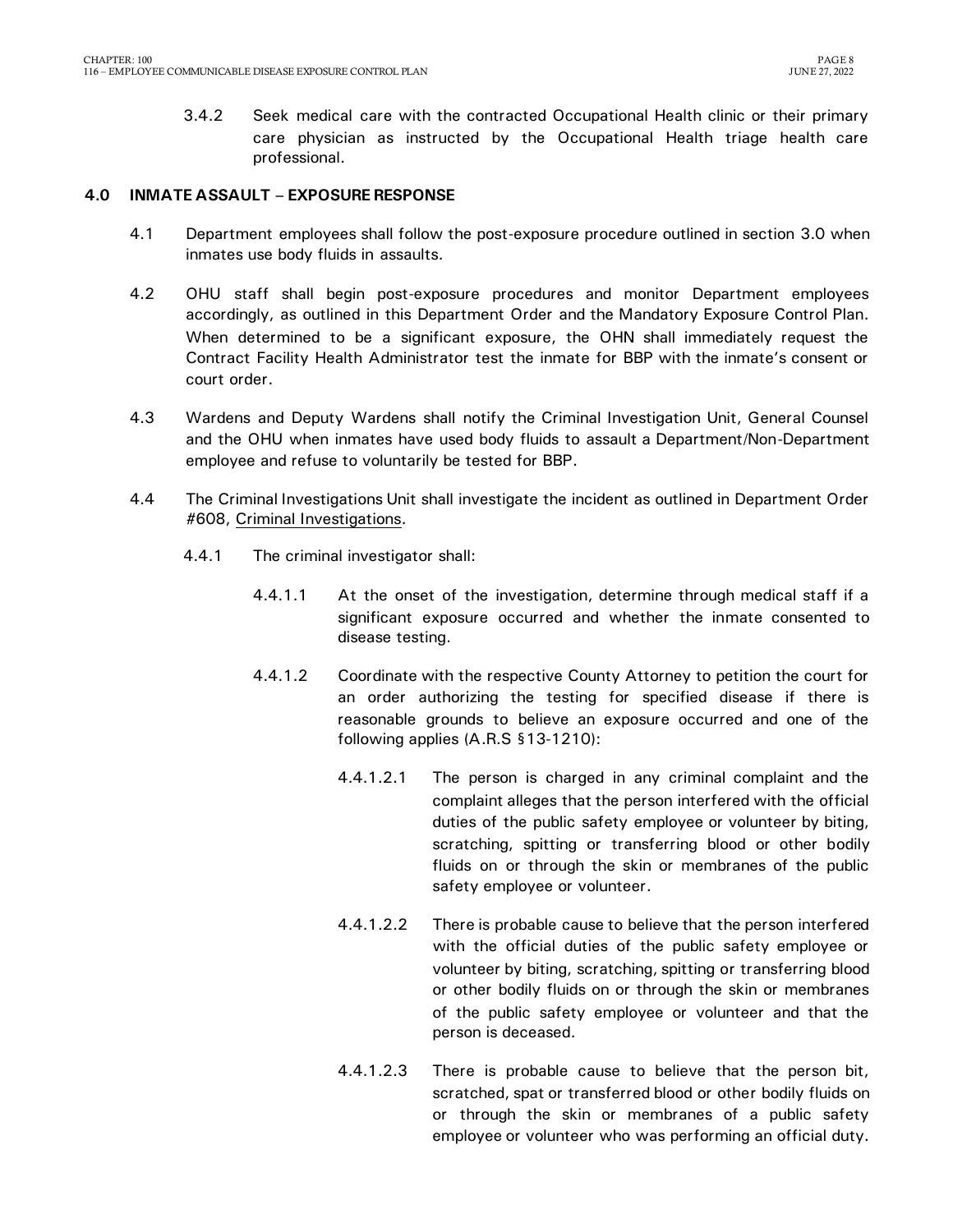3.4.2 Seek medical care with the contracted Occupational Health clinic or their primary care physician as instructed by the Occupational Health triage health care professional.

## 4.0 INMATE ASSAULT – EXPOSURE RESPONSE

4.1 Department employees shall follow the post-exposure procedure outlined in section 3.0 when inmates use body fluids in assaults.

4.2 OHU staff shall begin post-exposure procedures and monitor Department employees accordingly, as outlined in this Department Order and the Mandatory Exposure Control Plan. When determined to be a significant exposure, the OHN shall immediately request the Contract Facility Health Administrator test the inmate for BBP with the inmate's consent or court order.

4.3 Wardens and Deputy Wardens shall notify the Criminal Investigation Unit, General Counsel and the OHU when inmates have used body fluids to assault a Department/Non-Department employee and refuse to voluntarily be tested for BBP.

4.4 The Criminal Investigations Unit shall investigate the incident as outlined in Department Order #608, Criminal Investigations.

4.4.1 The criminal investigator shall:

4.4.1.1 At the onset of the investigation, determine through medical staff if a significant exposure occurred and whether the inmate consented to disease testing.

4.4.1.2 Coordinate with the respective County Attorney to petition the court for an order authorizing the testing for specified disease if there is reasonable grounds to believe an exposure occurred and one of the following applies (A.R.S §13-1210):

4.4.1.2.1 The person is charged in any criminal complaint and the complaint alleges that the person interfered with the official duties of the public safety employee or volunteer by biting, scratching, spitting or transferring blood or other bodily fluids on or through the skin or membranes of the public safety employee or volunteer.

4.4.1.2.2 There is probable cause to believe that the person interfered with the official duties of the public safety employee or volunteer by biting, scratching, spitting or transferring blood or other bodily fluids on or through the skin or membranes of the public safety employee or volunteer and that the person is deceased.

4.4.1.2.3 There is probable cause to believe that the person bit, scratched, spat or transferred blood or other bodily fluids on or through the skin or membranes of a public safety employee or volunteer who was performing an official duty.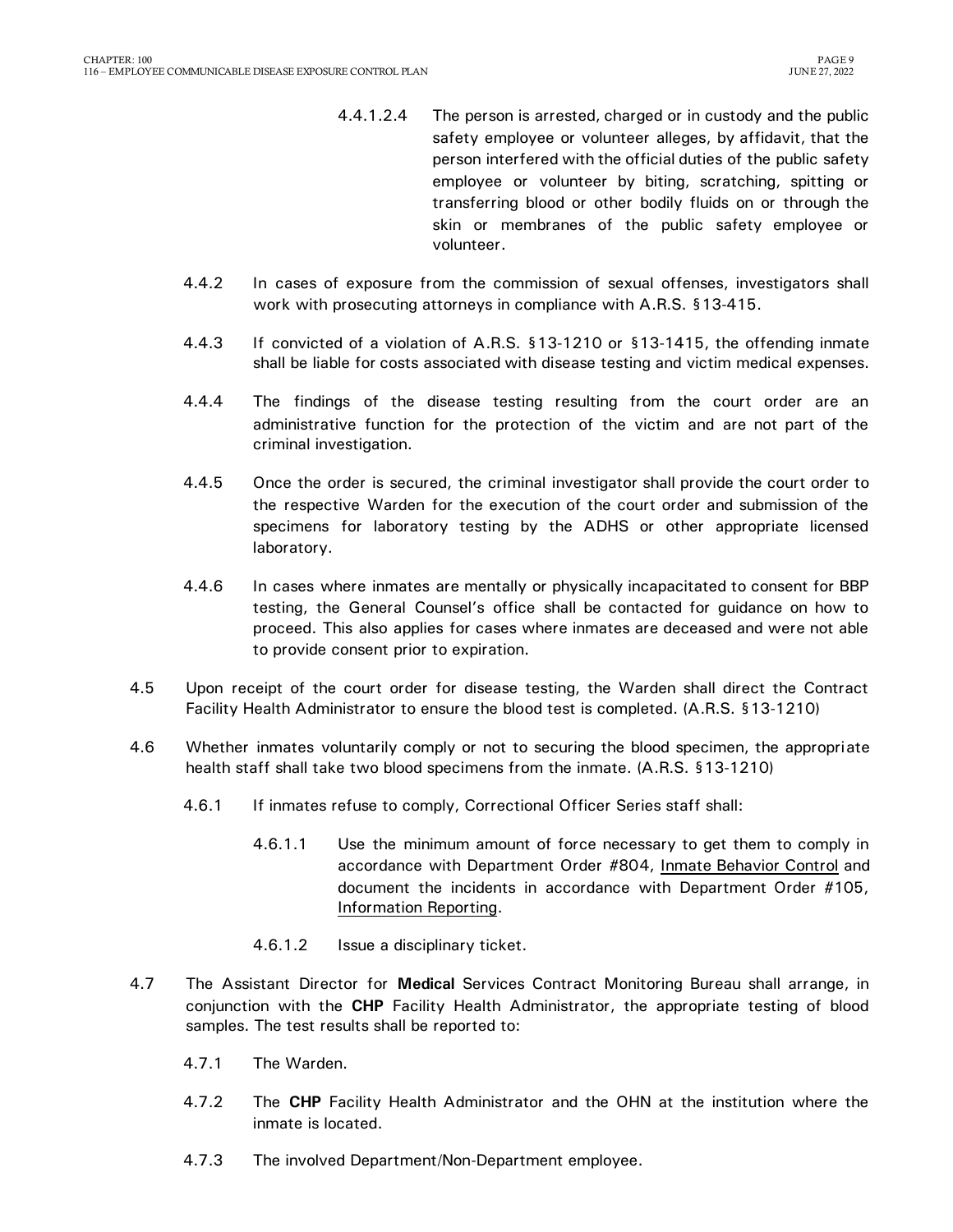4.4.1.2.4 The person is arrested, charged or in custody and the public safety employee or volunteer alleges, by affidavit, that the person interfered with the official duties of the public safety employee or volunteer by biting, scratching, spitting or transferring blood or other bodily fluids on or through the skin or membranes of the public safety employee or volunteer.

4.4.2 In cases of exposure from the commission of sexual offenses, investigators shall work with prosecuting attorneys in compliance with A.R.S. §13-415.

4.4.3 If convicted of a violation of A.R.S. §13-1210 or §13-1415, the offending inmate shall be liable for costs associated with disease testing and victim medical expenses.

4.4.4 The findings of the disease testing resulting from the court order are an administrative function for the protection of the victim and are not part of the criminal investigation.

4.4.5 Once the order is secured, the criminal investigator shall provide the court order to the respective Warden for the execution of the court order and submission of the specimens for laboratory testing by the ADHS or other appropriate licensed laboratory.

4.4.6 In cases where inmates are mentally or physically incapacitated to consent for BBP testing, the General Counsel's office shall be contacted for guidance on how to proceed. This also applies for cases where inmates are deceased and were not able to provide consent prior to expiration.

4.5 Upon receipt of the court order for disease testing, the Warden shall direct the Contract Facility Health Administrator to ensure the blood test is completed. (A.R.S. §13-1210)

4.6 Whether inmates voluntarily comply or not to securing the blood specimen, the appropriate health staff shall take two blood specimens from the inmate. (A.R.S. §13-1210)

4.6.1 If inmates refuse to comply, Correctional Officer Series staff shall:

4.6.1.1 Use the minimum amount of force necessary to get them to comply in accordance with Department Order #804, Inmate Behavior Control and document the incidents in accordance with Department Order #105, Information Reporting.

4.6.1.2 Issue a disciplinary ticket.

4.7 The Assistant Director for **Medical** Services Contract Monitoring Bureau shall arrange, in conjunction with the **CHP** Facility Health Administrator, the appropriate testing of blood samples. The test results shall be reported to:

4.7.1 The Warden.

4.7.2 The **CHP** Facility Health Administrator and the OHN at the institution where the inmate is located.

4.7.3 The involved Department/Non-Department employee.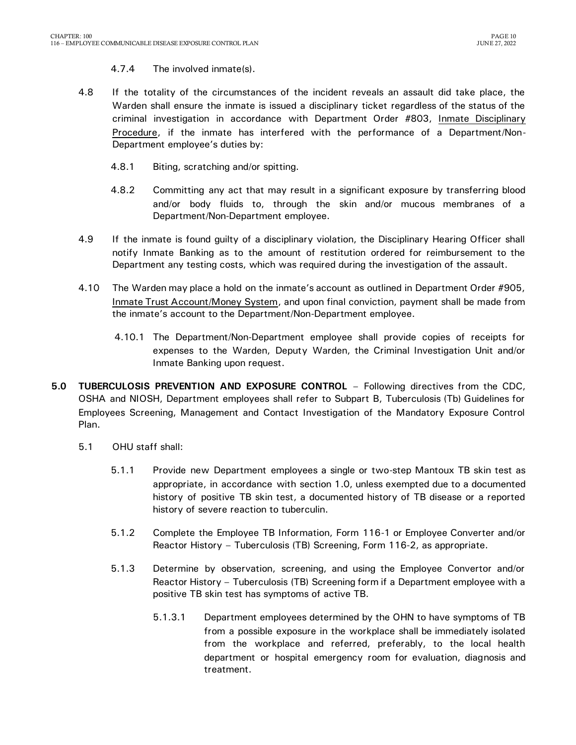4.7.4 The involved inmate(s).

4.8 If the totality of the circumstances of the incident reveals an assault did take place, the Warden shall ensure the inmate is issued a disciplinary ticket regardless of the status of the criminal investigation in accordance with Department Order #803, Inmate Disciplinary Procedure, if the inmate has interfered with the performance of a Department/Non-Department employee's duties by:

4.8.1 Biting, scratching and/or spitting.

4.8.2 Committing any act that may result in a significant exposure by transferring blood and/or body fluids to, through the skin and/or mucous membranes of a Department/Non-Department employee.

4.9 If the inmate is found guilty of a disciplinary violation, the Disciplinary Hearing Officer shall notify Inmate Banking as to the amount of restitution ordered for reimbursement to the Department any testing costs, which was required during the investigation of the assault.

4.10 The Warden may place a hold on the inmate's account as outlined in Department Order #905, Inmate Trust Account/Money System, and upon final conviction, payment shall be made from the inmate's account to the Department/Non-Department employee.

4.10.1 The Department/Non-Department employee shall provide copies of receipts for expenses to the Warden, Deputy Warden, the Criminal Investigation Unit and/or Inmate Banking upon request.

**5.0 TUBERCULOSIS PREVENTION AND EXPOSURE CONTROL** – Following directives from the CDC, OSHA and NIOSH, Department employees shall refer to Subpart B, Tuberculosis (Tb) Guidelines for Employees Screening, Management and Contact Investigation of the Mandatory Exposure Control Plan.

5.1 OHU staff shall:

5.1.1 Provide new Department employees a single or two-step Mantoux TB skin test as appropriate, in accordance with section 1.0, unless exempted due to a documented history of positive TB skin test, a documented history of TB disease or a reported history of severe reaction to tuberculin.

5.1.2 Complete the Employee TB Information, Form 116-1 or Employee Converter and/or Reactor History – Tuberculosis (TB) Screening, Form 116-2, as appropriate.

5.1.3 Determine by observation, screening, and using the Employee Convertor and/or Reactor History – Tuberculosis (TB) Screening form if a Department employee with a positive TB skin test has symptoms of active TB.

5.1.3.1 Department employees determined by the OHN to have symptoms of TB from a possible exposure in the workplace shall be immediately isolated from the workplace and referred, preferably, to the local health department or hospital emergency room for evaluation, diagnosis and treatment.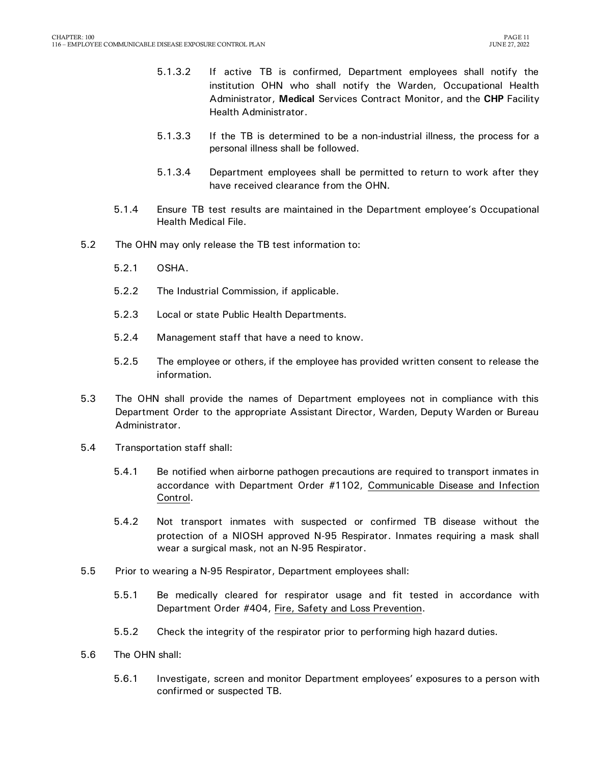5.1.3.2 If active TB is confirmed, Department employees shall notify the institution OHN who shall notify the Warden, Occupational Health Administrator, **Medical** Services Contract Monitor, and the **CHP** Facility Health Administrator.

5.1.3.3 If the TB is determined to be a non-industrial illness, the process for a personal illness shall be followed.

5.1.3.4 Department employees shall be permitted to return to work after they have received clearance from the OHN.

5.1.4 Ensure TB test results are maintained in the Department employee's Occupational Health Medical File.

5.2 The OHN may only release the TB test information to:

5.2.1 OSHA.

5.2.2 The Industrial Commission, if applicable.

5.2.3 Local or state Public Health Departments.

5.2.4 Management staff that have a need to know.

5.2.5 The employee or others, if the employee has provided written consent to release the information.

5.3 The OHN shall provide the names of Department employees not in compliance with this Department Order to the appropriate Assistant Director, Warden, Deputy Warden or Bureau Administrator.

5.4 Transportation staff shall:

5.4.1 Be notified when airborne pathogen precautions are required to transport inmates in accordance with Department Order #1102, Communicable Disease and Infection Control.

5.4.2 Not transport inmates with suspected or confirmed TB disease without the protection of a NIOSH approved N-95 Respirator. Inmates requiring a mask shall wear a surgical mask, not an N-95 Respirator.

5.5 Prior to wearing a N-95 Respirator, Department employees shall:

5.5.1 Be medically cleared for respirator usage and fit tested in accordance with Department Order #404, Fire, Safety and Loss Prevention.

5.5.2 Check the integrity of the respirator prior to performing high hazard duties.

5.6 The OHN shall:

5.6.1 Investigate, screen and monitor Department employees' exposures to a person with confirmed or suspected TB.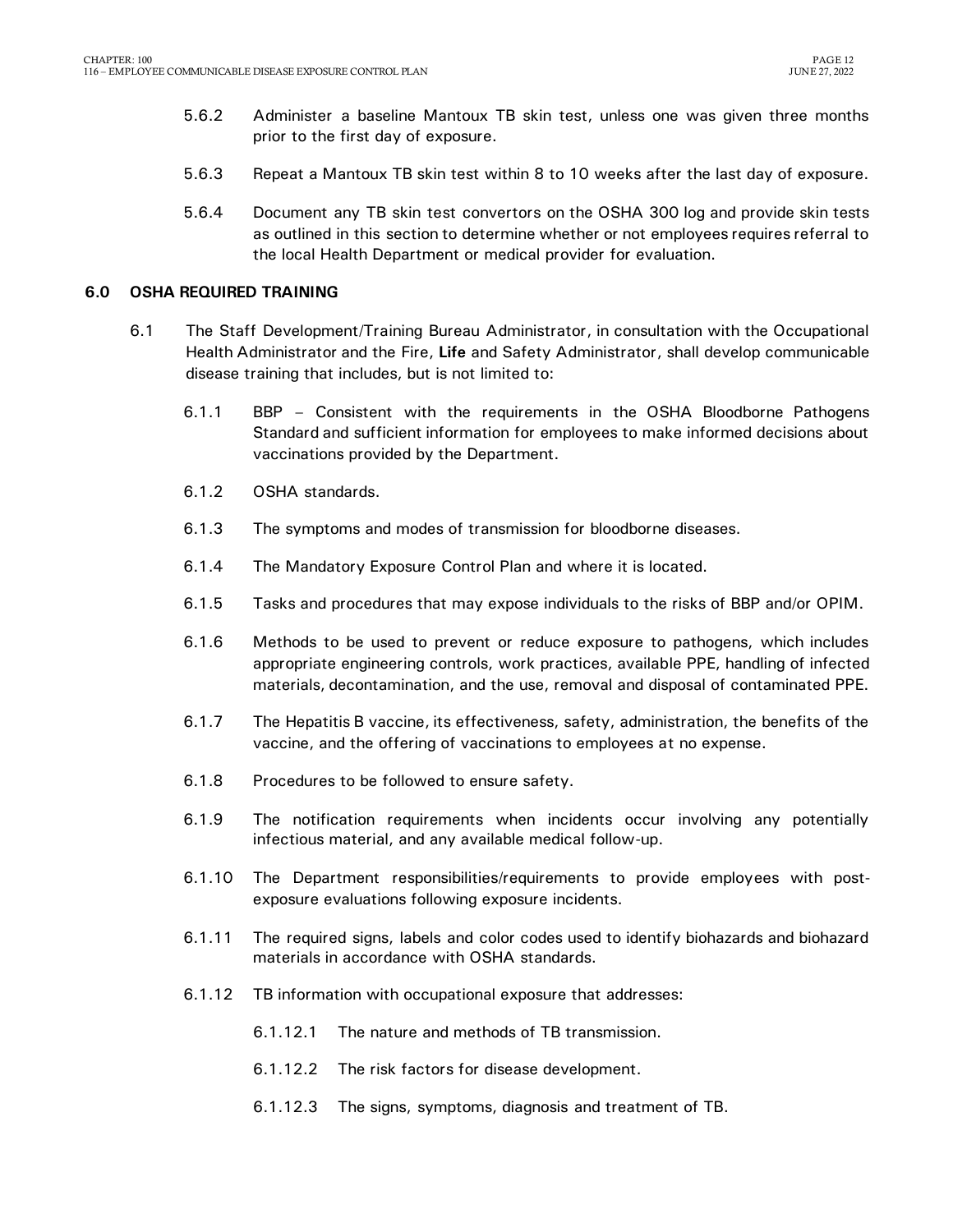5.6.2 Administer a baseline Mantoux TB skin test, unless one was given three months prior to the first day of exposure.

5.6.3 Repeat a Mantoux TB skin test within 8 to 10 weeks after the last day of exposure.

5.6.4 Document any TB skin test convertors on the OSHA 300 log and provide skin tests as outlined in this section to determine whether or not employees requires referral to the local Health Department or medical provider for evaluation.

## 6.0 OSHA REQUIRED TRAINING

6.1 The Staff Development/Training Bureau Administrator, in consultation with the Occupational Health Administrator and the Fire, **Life** and Safety Administrator, shall develop communicable disease training that includes, but is not limited to:

6.1.1 BBP – Consistent with the requirements in the OSHA Bloodborne Pathogens Standard and sufficient information for employees to make informed decisions about vaccinations provided by the Department.

6.1.2 OSHA standards.

6.1.3 The symptoms and modes of transmission for bloodborne diseases.

6.1.4 The Mandatory Exposure Control Plan and where it is located.

6.1.5 Tasks and procedures that may expose individuals to the risks of BBP and/or OPIM.

6.1.6 Methods to be used to prevent or reduce exposure to pathogens, which includes appropriate engineering controls, work practices, available PPE, handling of infected materials, decontamination, and the use, removal and disposal of contaminated PPE.

6.1.7 The Hepatitis B vaccine, its effectiveness, safety, administration, the benefits of the vaccine, and the offering of vaccinations to employees at no expense.

6.1.8 Procedures to be followed to ensure safety.

6.1.9 The notification requirements when incidents occur involving any potentially infectious material, and any available medical follow-up.

6.1.10 The Department responsibilities/requirements to provide employees with post-exposure evaluations following exposure incidents.

6.1.11 The required signs, labels and color codes used to identify biohazards and biohazard materials in accordance with OSHA standards.

6.1.12 TB information with occupational exposure that addresses:

6.1.12.1 The nature and methods of TB transmission.

6.1.12.2 The risk factors for disease development.

6.1.12.3 The signs, symptoms, diagnosis and treatment of TB.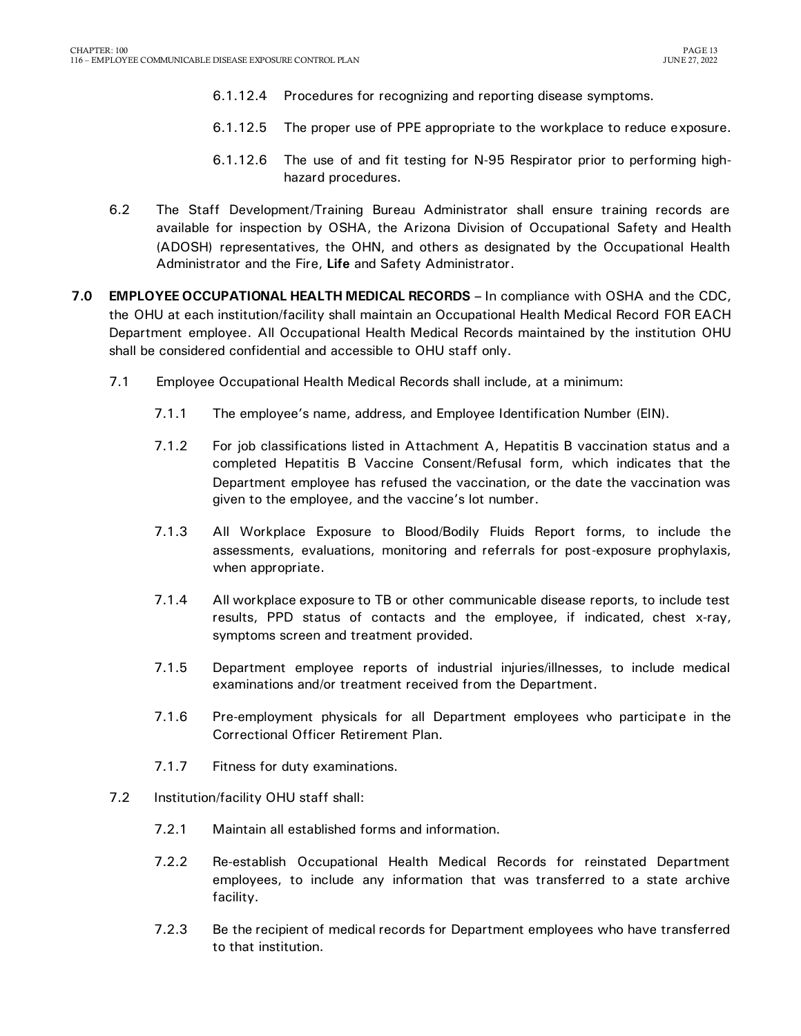6.1.12.4 Procedures for recognizing and reporting disease symptoms.

6.1.12.5 The proper use of PPE appropriate to the workplace to reduce exposure.

6.1.12.6 The use of and fit testing for N-95 Respirator prior to performing high-hazard procedures.

6.2 The Staff Development/Training Bureau Administrator shall ensure training records are available for inspection by OSHA, the Arizona Division of Occupational Safety and Health (ADOSH) representatives, the OHN, and others as designated by the Occupational Health Administrator and the Fire, **Life** and Safety Administrator.

**7.0 EMPLOYEE OCCUPATIONAL HEALTH MEDICAL RECORDS** – In compliance with OSHA and the CDC, the OHU at each institution/facility shall maintain an Occupational Health Medical Record FOR EACH Department employee. All Occupational Health Medical Records maintained by the institution OHU shall be considered confidential and accessible to OHU staff only.

7.1 Employee Occupational Health Medical Records shall include, at a minimum:

7.1.1 The employee's name, address, and Employee Identification Number (EIN).

7.1.2 For job classifications listed in Attachment A, Hepatitis B vaccination status and a completed Hepatitis B Vaccine Consent/Refusal form, which indicates that the Department employee has refused the vaccination, or the date the vaccination was given to the employee, and the vaccine's lot number.

7.1.3 All Workplace Exposure to Blood/Bodily Fluids Report forms, to include the assessments, evaluations, monitoring and referrals for post-exposure prophylaxis, when appropriate.

7.1.4 All workplace exposure to TB or other communicable disease reports, to include test results, PPD status of contacts and the employee, if indicated, chest x-ray, symptoms screen and treatment provided.

7.1.5 Department employee reports of industrial injuries/illnesses, to include medical examinations and/or treatment received from the Department.

7.1.6 Pre-employment physicals for all Department employees who participate in the Correctional Officer Retirement Plan.

7.1.7 Fitness for duty examinations.

7.2 Institution/facility OHU staff shall:

7.2.1 Maintain all established forms and information.

7.2.2 Re-establish Occupational Health Medical Records for reinstated Department employees, to include any information that was transferred to a state archive facility.

7.2.3 Be the recipient of medical records for Department employees who have transferred to that institution.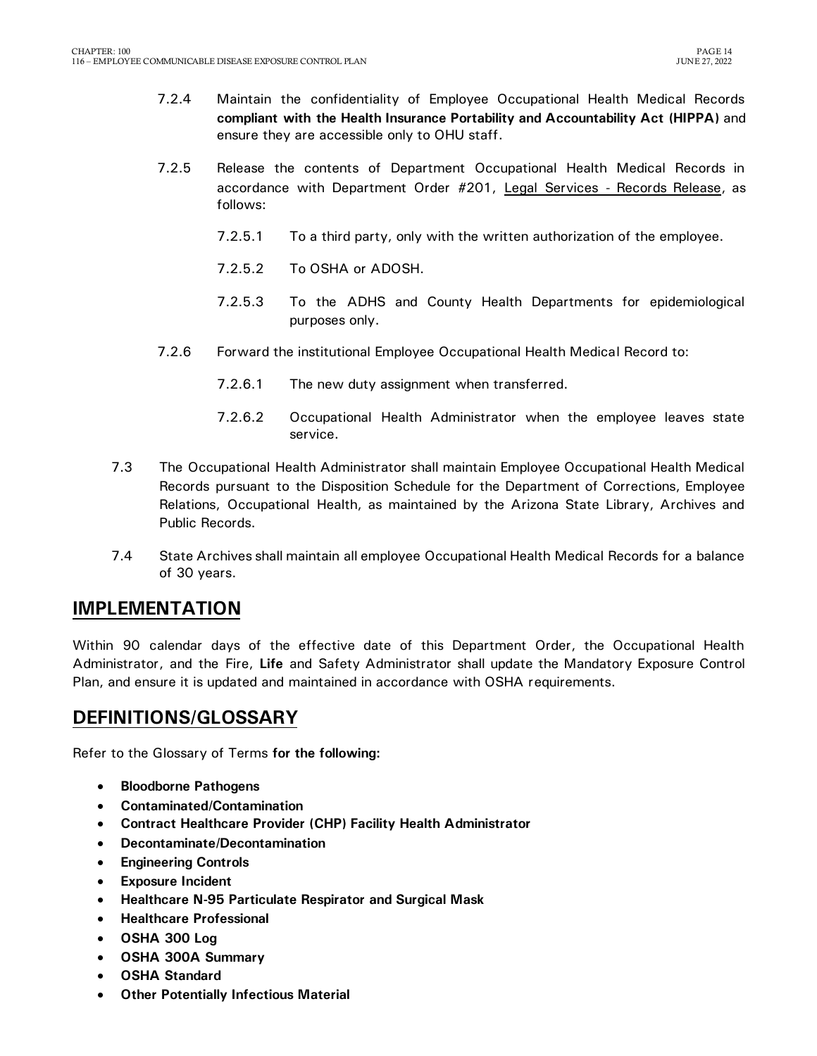7.2.4 Maintain the confidentiality of Employee Occupational Health Medical Records **compliant with the Health Insurance Portability and Accountability Act (HIPPA)** and ensure they are accessible only to OHU staff.

7.2.5 Release the contents of Department Occupational Health Medical Records in accordance with Department Order #201, Legal Services - Records Release, as follows:

7.2.5.1 To a third party, only with the written authorization of the employee.

7.2.5.2 To OSHA or ADOSH.

7.2.5.3 To the ADHS and County Health Departments for epidemiological purposes only.

7.2.6 Forward the institutional Employee Occupational Health Medical Record to:

7.2.6.1 The new duty assignment when transferred.

7.2.6.2 Occupational Health Administrator when the employee leaves state service.

7.3 The Occupational Health Administrator shall maintain Employee Occupational Health Medical Records pursuant to the Disposition Schedule for the Department of Corrections, Employee Relations, Occupational Health, as maintained by the Arizona State Library, Archives and Public Records.

7.4 State Archives shall maintain all employee Occupational Health Medical Records for a balance of 30 years.

## IMPLEMENTATION

Within 90 calendar days of the effective date of this Department Order, the Occupational Health Administrator, and the Fire, **Life** and Safety Administrator shall update the Mandatory Exposure Control Plan, and ensure it is updated and maintained in accordance with OSHA requirements.

## DEFINITIONS/GLOSSARY

Refer to the Glossary of Terms **for the following:**

- **Bloodborne Pathogens**
- **Contaminated/Contamination**
- **Contract Healthcare Provider (CHP) Facility Health Administrator**
- **Decontaminate/Decontamination**
- **Engineering Controls**
- **Exposure Incident**
- **Healthcare N-95 Particulate Respirator and Surgical Mask**
- **Healthcare Professional**
- **OSHA 300 Log**
- **OSHA 300A Summary**
- **OSHA Standard**
- **Other Potentially Infectious Material**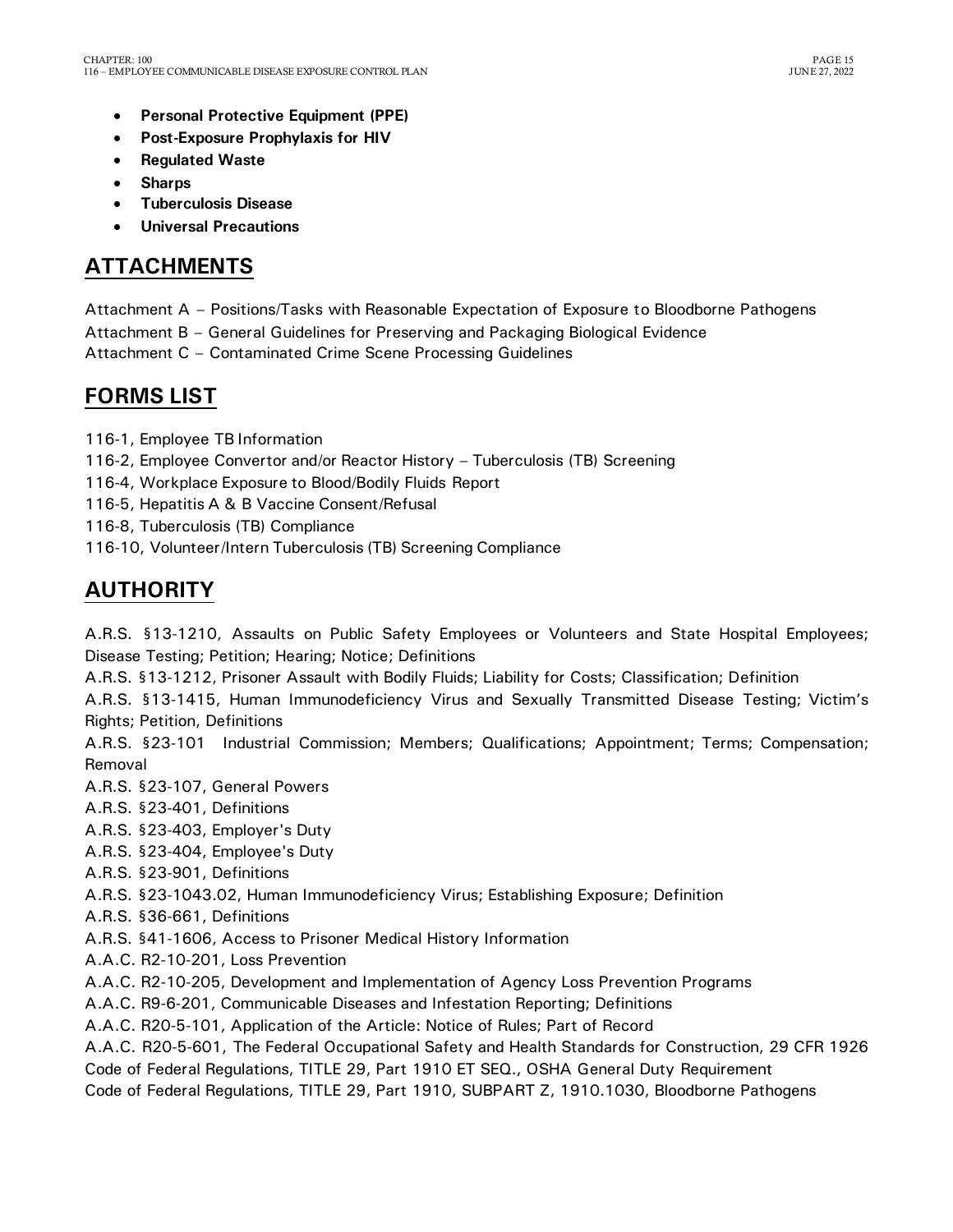- **Personal Protective Equipment (PPE)**
- **Post-Exposure Prophylaxis for HIV**
- **Regulated Waste**
- **Sharps**
- **Tuberculosis Disease**
- **Universal Precautions**

## ATTACHMENTS

Attachment A – Positions/Tasks with Reasonable Expectation of Exposure to Bloodborne Pathogens
Attachment B – General Guidelines for Preserving and Packaging Biological Evidence
Attachment C – Contaminated Crime Scene Processing Guidelines

## FORMS LIST

116-1, Employee TB Information
116-2, Employee Convertor and/or Reactor History – Tuberculosis (TB) Screening
116-4, Workplace Exposure to Blood/Bodily Fluids Report
116-5, Hepatitis A & B Vaccine Consent/Refusal
116-8, Tuberculosis (TB) Compliance
116-10, Volunteer/Intern Tuberculosis (TB) Screening Compliance

## AUTHORITY

A.R.S. §13-1210, Assaults on Public Safety Employees or Volunteers and State Hospital Employees; Disease Testing; Petition; Hearing; Notice; Definitions
A.R.S. §13-1212, Prisoner Assault with Bodily Fluids; Liability for Costs; Classification; Definition
A.R.S. §13-1415, Human Immunodeficiency Virus and Sexually Transmitted Disease Testing; Victim's Rights; Petition, Definitions
A.R.S. §23-101 Industrial Commission; Members; Qualifications; Appointment; Terms; Compensation; Removal
A.R.S. §23-107, General Powers
A.R.S. §23-401, Definitions
A.R.S. §23-403, Employer's Duty
A.R.S. §23-404, Employee's Duty
A.R.S. §23-901, Definitions
A.R.S. §23-1043.02, Human Immunodeficiency Virus; Establishing Exposure; Definition
A.R.S. §36-661, Definitions
A.R.S. §41-1606, Access to Prisoner Medical History Information
A.A.C. R2-10-201, Loss Prevention
A.A.C. R2-10-205, Development and Implementation of Agency Loss Prevention Programs
A.A.C. R9-6-201, Communicable Diseases and Infestation Reporting; Definitions
A.A.C. R20-5-101, Application of the Article: Notice of Rules; Part of Record
A.A.C. R20-5-601, The Federal Occupational Safety and Health Standards for Construction, 29 CFR 1926
Code of Federal Regulations, TITLE 29, Part 1910 ET SEQ., OSHA General Duty Requirement
Code of Federal Regulations, TITLE 29, Part 1910, SUBPART Z, 1910.1030, Bloodborne Pathogens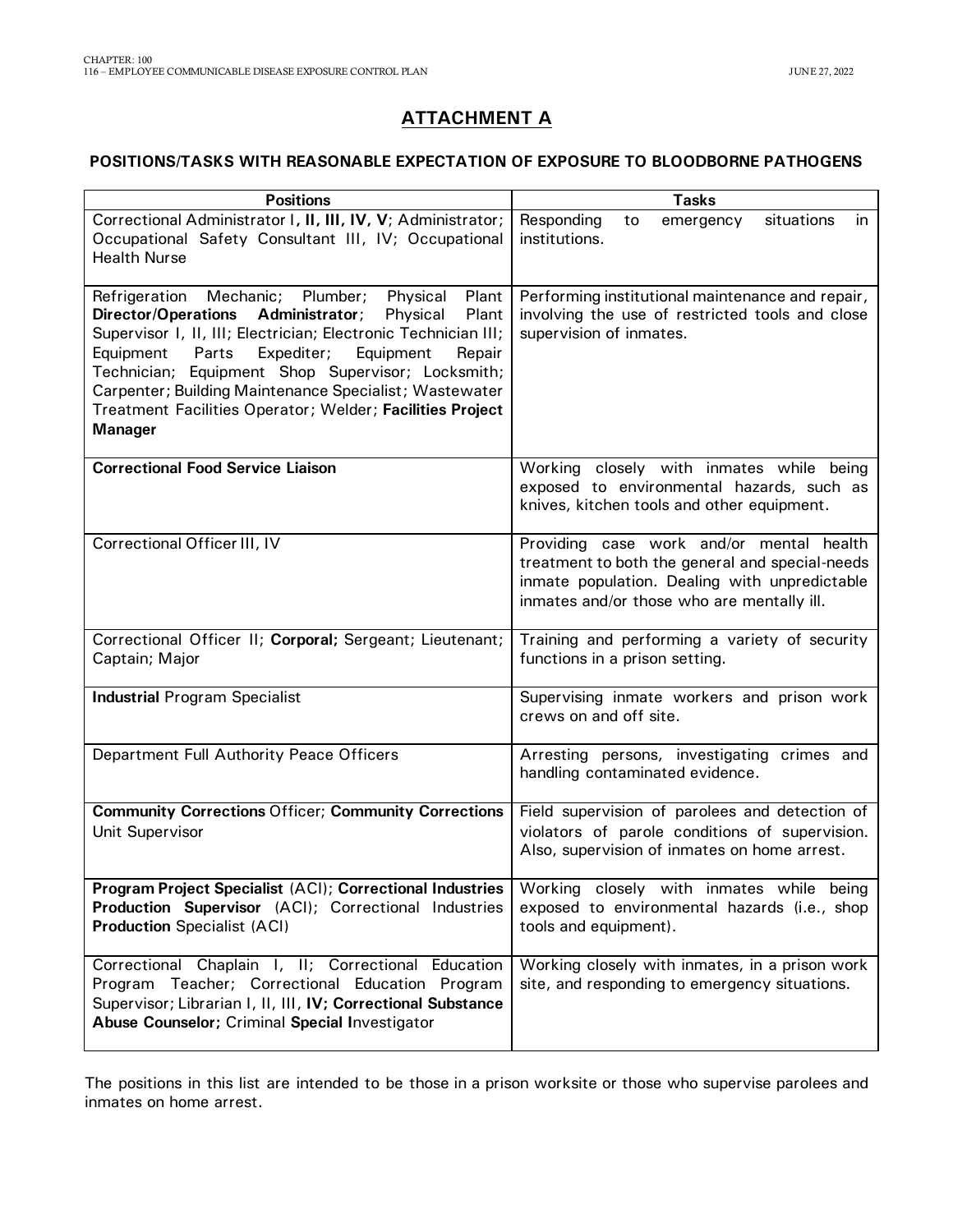## ATTACHMENT A

### POSITIONS/TASKS WITH REASONABLE EXPECTATION OF EXPOSURE TO BLOODBORNE PATHOGENS

| Positions | Tasks |
|---|---|
| Correctional Administrator I**, II, III, IV, V**; Administrator; Occupational Safety Consultant III, IV; Occupational Health Nurse | Responding to emergency situations in institutions. |
| Refrigeration Mechanic; Plumber; Physical Plant **Director/Operations Administrator**; Physical Plant Supervisor I, II, III; Electrician; Electronic Technician III; Equipment Parts Expediter; Equipment Repair Technician; Equipment Shop Supervisor; Locksmith; Carpenter; Building Maintenance Specialist; Wastewater Treatment Facilities Operator; Welder; **Facilities Project Manager** | Performing institutional maintenance and repair, involving the use of restricted tools and close supervision of inmates. |
| **Correctional Food Service Liaison** | Working closely with inmates while being exposed to environmental hazards, such as knives, kitchen tools and other equipment. |
| Correctional Officer III, IV | Providing case work and/or mental health treatment to both the general and special-needs inmate population. Dealing with unpredictable inmates and/or those who are mentally ill. |
| Correctional Officer II; **Corporal;** Sergeant; Lieutenant; Captain; Major | Training and performing a variety of security functions in a prison setting. |
| **Industrial** Program Specialist | Supervising inmate workers and prison work crews on and off site. |
| Department Full Authority Peace Officers | Arresting persons, investigating crimes and handling contaminated evidence. |
| **Community Corrections** Officer; **Community Corrections** Unit Supervisor | Field supervision of parolees and detection of violators of parole conditions of supervision. Also, supervision of inmates on home arrest. |
| **Program Project Specialist** (ACI); **Correctional Industries Production Supervisor** (ACI); Correctional Industries **Production** Specialist (ACI) | Working closely with inmates while being exposed to environmental hazards (i.e., shop tools and equipment). |
| Correctional Chaplain I, II; Correctional Education Program Teacher; Correctional Education Program Supervisor; Librarian I, II, III, **IV; Correctional Substance Abuse Counselor;** Criminal **Special I**nvestigator | Working closely with inmates, in a prison work site, and responding to emergency situations. |

The positions in this list are intended to be those in a prison worksite or those who supervise parolees and inmates on home arrest.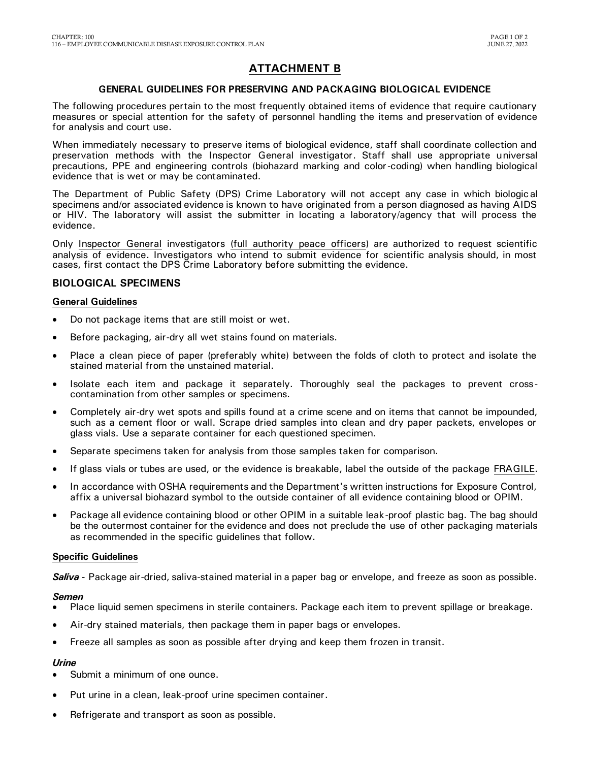# ATTACHMENT B

## GENERAL GUIDELINES FOR PRESERVING AND PACKAGING BIOLOGICAL EVIDENCE

The following procedures pertain to the most frequently obtained items of evidence that require cautionary measures or special attention for the safety of personnel handling the items and preservation of evidence for analysis and court use.

When immediately necessary to preserve items of biological evidence, staff shall coordinate collection and preservation methods with the Inspector General investigator. Staff shall use appropriate universal precautions, PPE and engineering controls (biohazard marking and color-coding) when handling biological evidence that is wet or may be contaminated.

The Department of Public Safety (DPS) Crime Laboratory will not accept any case in which biological specimens and/or associated evidence is known to have originated from a person diagnosed as having AIDS or HIV. The laboratory will assist the submitter in locating a laboratory/agency that will process the evidence.

Only Inspector General investigators (full authority peace officers) are authorized to request scientific analysis of evidence. Investigators who intend to submit evidence for scientific analysis should, in most cases, first contact the DPS Crime Laboratory before submitting the evidence.

## BIOLOGICAL SPECIMENS

### General Guidelines

- Do not package items that are still moist or wet.
- Before packaging, air-dry all wet stains found on materials.
- Place a clean piece of paper (preferably white) between the folds of cloth to protect and isolate the stained material from the unstained material.
- Isolate each item and package it separately. Thoroughly seal the packages to prevent cross-contamination from other samples or specimens.
- Completely air-dry wet spots and spills found at a crime scene and on items that cannot be impounded, such as a cement floor or wall. Scrape dried samples into clean and dry paper packets, envelopes or glass vials. Use a separate container for each questioned specimen.
- Separate specimens taken for analysis from those samples taken for comparison.
- If glass vials or tubes are used, or the evidence is breakable, label the outside of the package FRAGILE.
- In accordance with OSHA requirements and the Department's written instructions for Exposure Control, affix a universal biohazard symbol to the outside container of all evidence containing blood or OPIM.
- Package all evidence containing blood or other OPIM in a suitable leak-proof plastic bag. The bag should be the outermost container for the evidence and does not preclude the use of other packaging materials as recommended in the specific guidelines that follow.

### Specific Guidelines

***Saliva*** - Package air-dried, saliva-stained material in a paper bag or envelope, and freeze as soon as possible.

***Semen***

- Place liquid semen specimens in sterile containers. Package each item to prevent spillage or breakage.
- Air-dry stained materials, then package them in paper bags or envelopes.
- Freeze all samples as soon as possible after drying and keep them frozen in transit.

***Urine***

- Submit a minimum of one ounce.
- Put urine in a clean, leak-proof urine specimen container.
- Refrigerate and transport as soon as possible.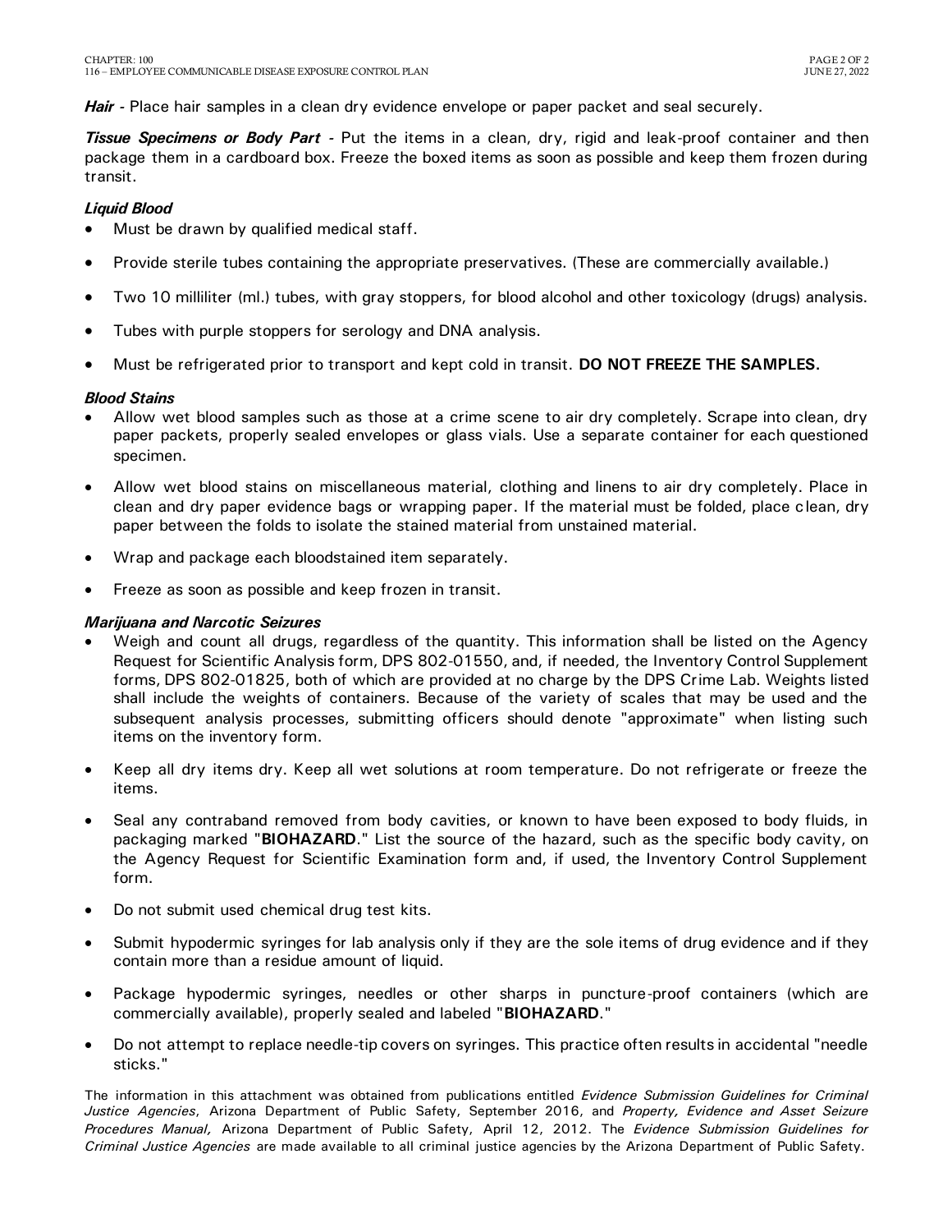***Hair*** - Place hair samples in a clean dry evidence envelope or paper packet and seal securely.

***Tissue Specimens or Body Part*** - Put the items in a clean, dry, rigid and leak-proof container and then package them in a cardboard box. Freeze the boxed items as soon as possible and keep them frozen during transit.

***Liquid Blood***

- Must be drawn by qualified medical staff.
- Provide sterile tubes containing the appropriate preservatives. (These are commercially available.)
- Two 10 milliliter (ml.) tubes, with gray stoppers, for blood alcohol and other toxicology (drugs) analysis.
- Tubes with purple stoppers for serology and DNA analysis.
- Must be refrigerated prior to transport and kept cold in transit. **DO NOT FREEZE THE SAMPLES.**

***Blood Stains***

- Allow wet blood samples such as those at a crime scene to air dry completely. Scrape into clean, dry paper packets, properly sealed envelopes or glass vials. Use a separate container for each questioned specimen.
- Allow wet blood stains on miscellaneous material, clothing and linens to air dry completely. Place in clean and dry paper evidence bags or wrapping paper. If the material must be folded, place clean, dry paper between the folds to isolate the stained material from unstained material.
- Wrap and package each bloodstained item separately.
- Freeze as soon as possible and keep frozen in transit.

***Marijuana and Narcotic Seizures***

- Weigh and count all drugs, regardless of the quantity. This information shall be listed on the Agency Request for Scientific Analysis form, DPS 802-01550, and, if needed, the Inventory Control Supplement forms, DPS 802-01825, both of which are provided at no charge by the DPS Crime Lab. Weights listed shall include the weights of containers. Because of the variety of scales that may be used and the subsequent analysis processes, submitting officers should denote "approximate" when listing such items on the inventory form.
- Keep all dry items dry. Keep all wet solutions at room temperature. Do not refrigerate or freeze the items.
- Seal any contraband removed from body cavities, or known to have been exposed to body fluids, in packaging marked "**BIOHAZARD**." List the source of the hazard, such as the specific body cavity, on the Agency Request for Scientific Examination form and, if used, the Inventory Control Supplement form.
- Do not submit used chemical drug test kits.
- Submit hypodermic syringes for lab analysis only if they are the sole items of drug evidence and if they contain more than a residue amount of liquid.
- Package hypodermic syringes, needles or other sharps in puncture-proof containers (which are commercially available), properly sealed and labeled "**BIOHAZARD**."
- Do not attempt to replace needle-tip covers on syringes. This practice often results in accidental "needle sticks."

The information in this attachment was obtained from publications entitled *Evidence Submission Guidelines for Criminal Justice Agencies*, Arizona Department of Public Safety, September 2016, and *Property, Evidence and Asset Seizure Procedures Manual,* Arizona Department of Public Safety, April 12, 2012. The *Evidence Submission Guidelines for Criminal Justice Agencies* are made available to all criminal justice agencies by the Arizona Department of Public Safety.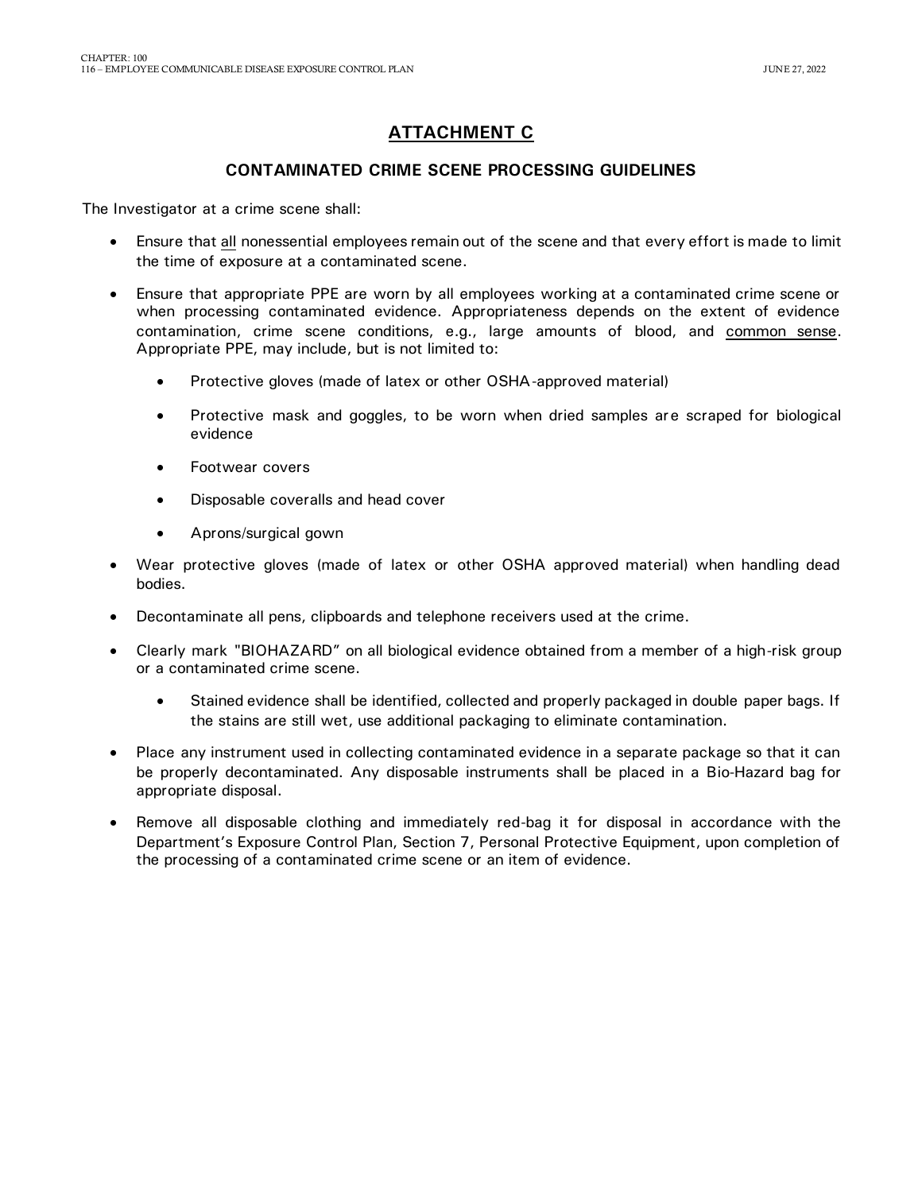# ATTACHMENT C

## CONTAMINATED CRIME SCENE PROCESSING GUIDELINES

The Investigator at a crime scene shall:

- Ensure that all nonessential employees remain out of the scene and that every effort is made to limit the time of exposure at a contaminated scene.
- Ensure that appropriate PPE are worn by all employees working at a contaminated crime scene or when processing contaminated evidence. Appropriateness depends on the extent of evidence contamination, crime scene conditions, e.g., large amounts of blood, and common sense. Appropriate PPE, may include, but is not limited to:
  - Protective gloves (made of latex or other OSHA-approved material)
  - Protective mask and goggles, to be worn when dried samples are scraped for biological evidence
  - Footwear covers
  - Disposable coveralls and head cover
  - Aprons/surgical gown
- Wear protective gloves (made of latex or other OSHA approved material) when handling dead bodies.
- Decontaminate all pens, clipboards and telephone receivers used at the crime.
- Clearly mark "BIOHAZARD" on all biological evidence obtained from a member of a high-risk group or a contaminated crime scene.
  - Stained evidence shall be identified, collected and properly packaged in double paper bags. If the stains are still wet, use additional packaging to eliminate contamination.
- Place any instrument used in collecting contaminated evidence in a separate package so that it can be properly decontaminated. Any disposable instruments shall be placed in a Bio-Hazard bag for appropriate disposal.
- Remove all disposable clothing and immediately red-bag it for disposal in accordance with the Department's Exposure Control Plan, Section 7, Personal Protective Equipment, upon completion of the processing of a contaminated crime scene or an item of evidence.